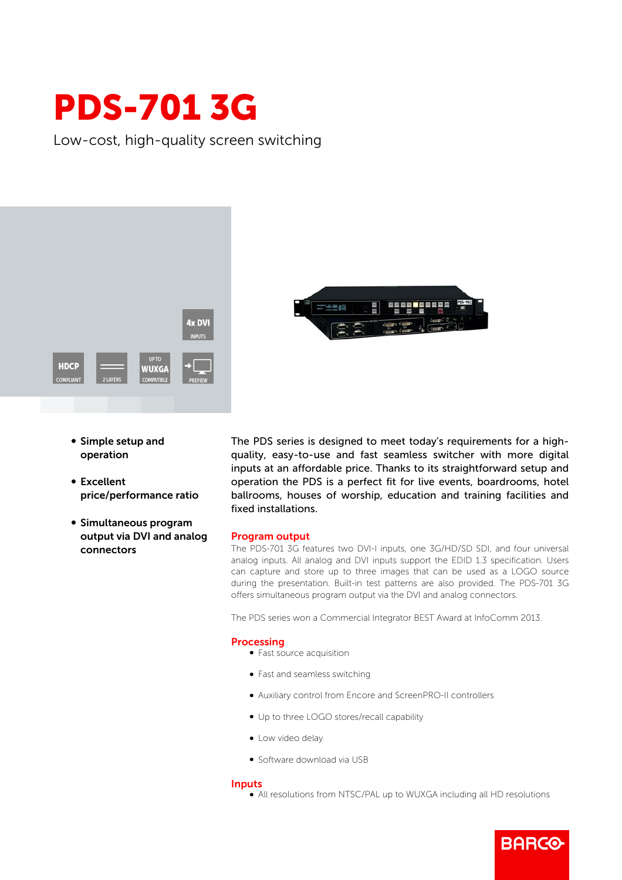# PDS-701 3G

Low-cost, high-quality screen switching

4x DVI INPUTS

HDCP COMPLIANT

2 LAYERS

UP TO WUXGA COMPATIBLE

PREVIEW

- **Simple setup and operation**
- **Excellent price/performance ratio**
- **Simultaneous program output via DVI and analog connectors**

The PDS series is designed to meet today's requirements for a high-quality, easy-to-use and fast seamless switcher with more digital inputs at an affordable price. Thanks to its straightforward setup and operation the PDS is a perfect fit for live events, boardrooms, hotel ballrooms, houses of worship, education and training facilities and fixed installations.

## Program output

The PDS-701 3G features two DVI-I inputs, one 3G/HD/SD SDI, and four universal analog inputs. All analog and DVI inputs support the EDID 1.3 specification. Users can capture and store up to three images that can be used as a LOGO source during the presentation. Built-in test patterns are also provided. The PDS-701 3G offers simultaneous program output via the DVI and analog connectors.

The PDS series won a Commercial Integrator BEST Award at InfoComm 2013.

## Processing

- Fast source acquisition
- Fast and seamless switching
- Auxiliary control from Encore and ScreenPRO-II controllers
- Up to three LOGO stores/recall capability
- Low video delay
- Software download via USB

## Inputs

- All resolutions from NTSC/PAL up to WUXGA including all HD resolutions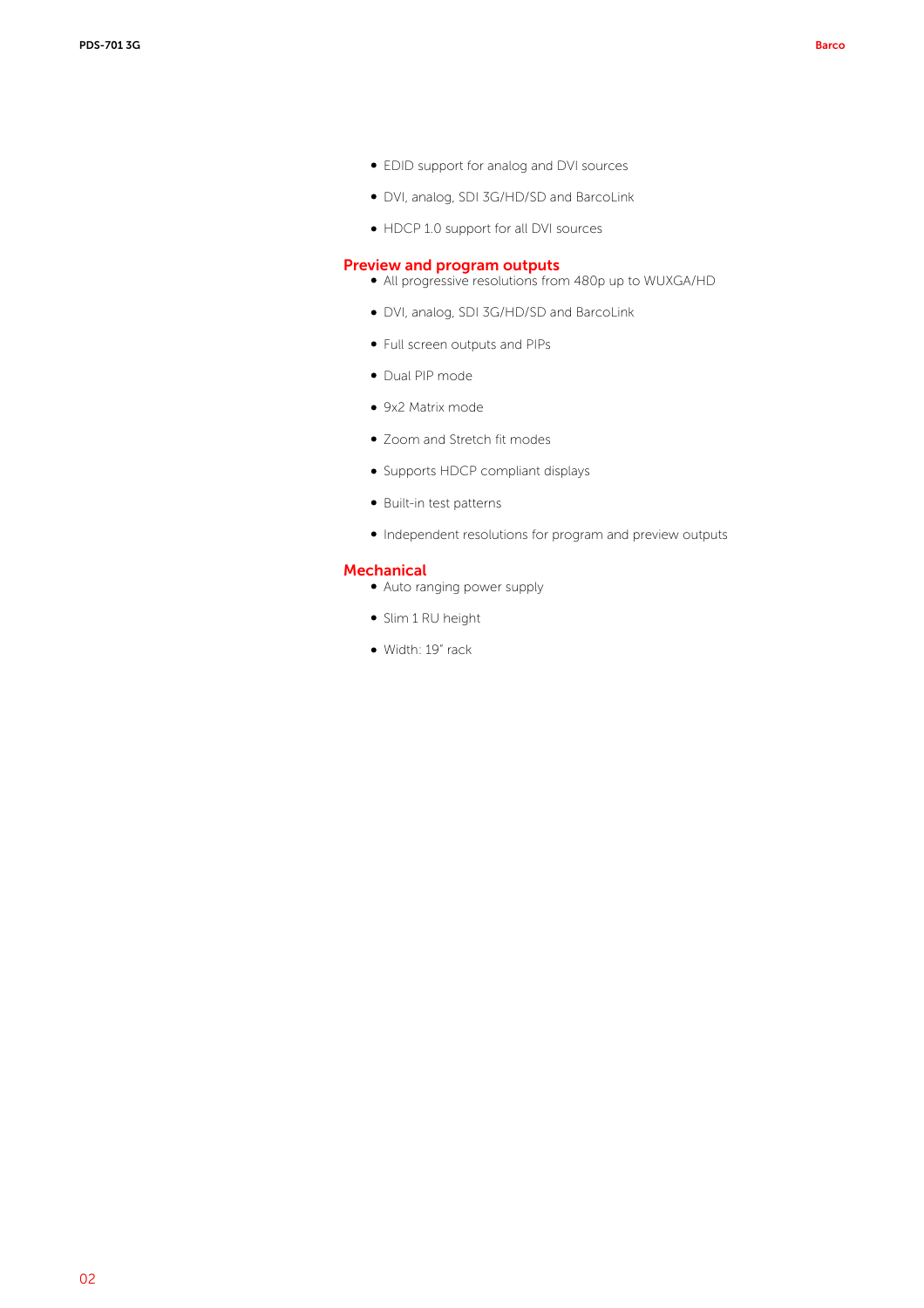- EDID support for analog and DVI sources
- DVI, analog, SDI 3G/HD/SD and BarcoLink
- HDCP 1.0 support for all DVI sources

## Preview and program outputs

- All progressive resolutions from 480p up to WUXGA/HD
- DVI, analog, SDI 3G/HD/SD and BarcoLink
- Full screen outputs and PIPs
- Dual PIP mode
- 9x2 Matrix mode
- Zoom and Stretch fit modes
- Supports HDCP compliant displays
- Built-in test patterns
- Independent resolutions for program and preview outputs

## Mechanical

- Auto ranging power supply
- Slim 1 RU height
- Width: 19" rack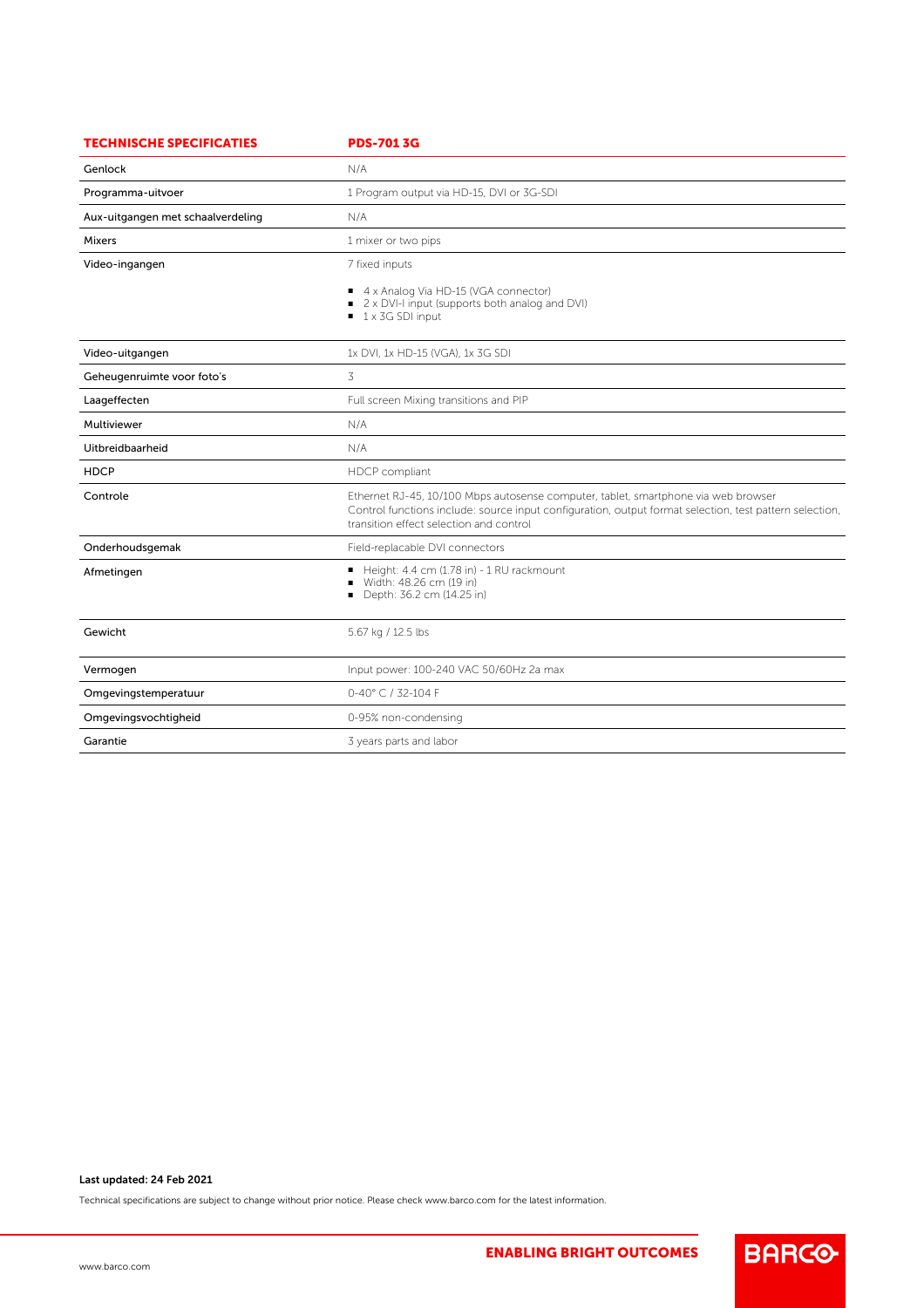| TECHNISCHE SPECIFICATIES | PDS-701 3G |
| --- | --- |
| Genlock | N/A |
| Programma-uitvoer | 1 Program output via HD-15, DVI or 3G-SDI |
| Aux-uitgangen met schaalverdeling | N/A |
| Mixers | 1 mixer or two pips |
| Video-ingangen | 7 fixed inputs<br>■ 4 x Analog Via HD-15 (VGA connector)<br>■ 2 x DVI-I input (supports both analog and DVI)<br>■ 1 x 3G SDI input |
| Video-uitgangen | 1x DVI, 1x HD-15 (VGA), 1x 3G SDI |
| Geheugenruimte voor foto's | 3 |
| Laageffecten | Full screen Mixing transitions and PIP |
| Multiviewer | N/A |
| Uitbreidbaarheid | N/A |
| HDCP | HDCP compliant |
| Controle | Ethernet RJ-45, 10/100 Mbps autosense computer, tablet, smartphone via web browser<br>Control functions include: source input configuration, output format selection, test pattern selection, transition effect selection and control |
| Onderhoudsgemak | Field-replacable DVI connectors |
| Afmetingen | ■ Height: 4.4 cm (1.78 in) - 1 RU rackmount<br>■ Width: 48.26 cm (19 in)<br>■ Depth: 36.2 cm (14.25 in) |
| Gewicht | 5.67 kg / 12.5 lbs |
| Vermogen | Input power: 100-240 VAC 50/60Hz 2a max |
| Omgevingstemperatuur | 0-40° C / 32-104 F |
| Omgevingsvochtigheid | 0-95% non-condensing |
| Garantie | 3 years parts and labor |

**Last updated: 24 Feb 2021**

Technical specifications are subject to change without prior notice. Please check www.barco.com for the latest information.

ENABLING BRIGHT OUTCOMES

BARCO

www.barco.com